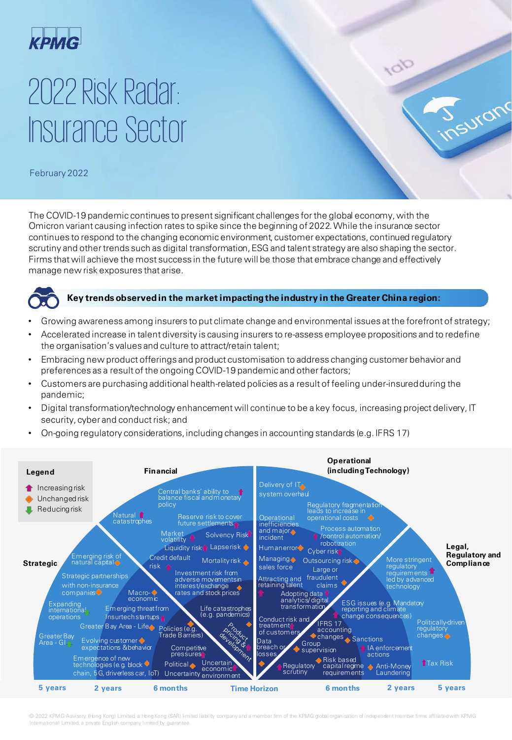KPMG

# 2022 Risk Radar: Insurance Sector

February 2022

The COVID-19 pandemic continues to present significant challenges for the global economy, with the Omicron variant causing infection rates to spike since the beginning of 2022. While the insurance sector continues to respond to the changing economic environment, customer expectations, continued regulatory scrutiny and other trends such as digital transformation, ESG and talent strategy are also shaping the sector. Firms that will achieve the most success in the future will be those that embrace change and effectively manage new risk exposures that arise.

**Key trends observed in the market impacting the industry in the Greater China region:**

- Growing awareness among insurers to put climate change and environmental issues at the forefront of strategy;
- Accelerated increase in talent diversity is causing insurers to re-assess employee propositions and to redefine the organisation's values and culture to attract/retain talent;
- Embracing new product offerings and product customisation to address changing customer behavior and preferences as a result of the ongoing COVID-19 pandemic and other factors;
- Customers are purchasing additional health-related policies as a result of feeling under-insured during the pandemic;
- Digital transformation/technology enhancement will continue to be a key focus, increasing project delivery, IT security, cyber and conduct risk; and
- On-going regulatory considerations, including changes in accounting standards (e.g. IFRS 17)

**Legend**
- Increasing risk
- Unchanged risk
- Reducing risk

**Strategic**

Emerging risk of natural capital; Strategic partnerships with non-insurance companies; Expanding international operations; Greater Bay Area - GI; Evolving customer expectations & behavior; Emergence of new technologies (e.g. block chain, 5G, driverless car, IoT); Emerging threat from Insurtech startups; Greater Bay Area - Life; Policies (e.g. Trade Barriers); Competitive pressures; Political Uncertainty; Macro-economic; Product pricing & development; Uncertain economic environment

**Financial**

Central banks' ability to balance fiscal and monetary policy; Natural catastrophes; Reserve risk to cover future settlements; Market volatility; Solvency Risk; Liquidity risk; Lapse risk; Credit default risk; Mortality risk; Investment risk from adverse movements in interest/exchange rates and stock prices; Life catastrophes (e.g. pandemics)

**Operational (including Technology)**

Delivery of IT system overhaul; Regulatory fragmentation leads to increase in operational costs; Operational inefficiencies and major incident; Process automation /control automation/ robotization; Human error; Cyber risk; Managing sales force; Outsourcing risk; Large or fraudulent claims; Attracting and retaining talent; Adopting data analytics/digital transformation; Conduct risk and treatment of customers; IFRS 17 accounting changes; Data breach or losses; Group supervision

**Legal, Regulatory and Compliance**

More stringent regulatory requirements led by advanced technology; ESG issues (e.g. Mandatory reporting and climate change consequences); Politically-driven regulatory changes; Sanctions; IA enforcement actions; Regulatory scrutiny; Risk based capital regime requirements; Anti-Money Laundering; Tax Risk

Time Horizon: 5 years | 2 years | 6 months | 6 months | 2 years | 5 years

© 2022 KPMG Advisory (Hong Kong) Limited, a Hong Kong (SAR) limited liability company and a member firm of the KPMG global organisation of independent member firms affiliated with KPMG International Limited, a private English company limited by guarantee.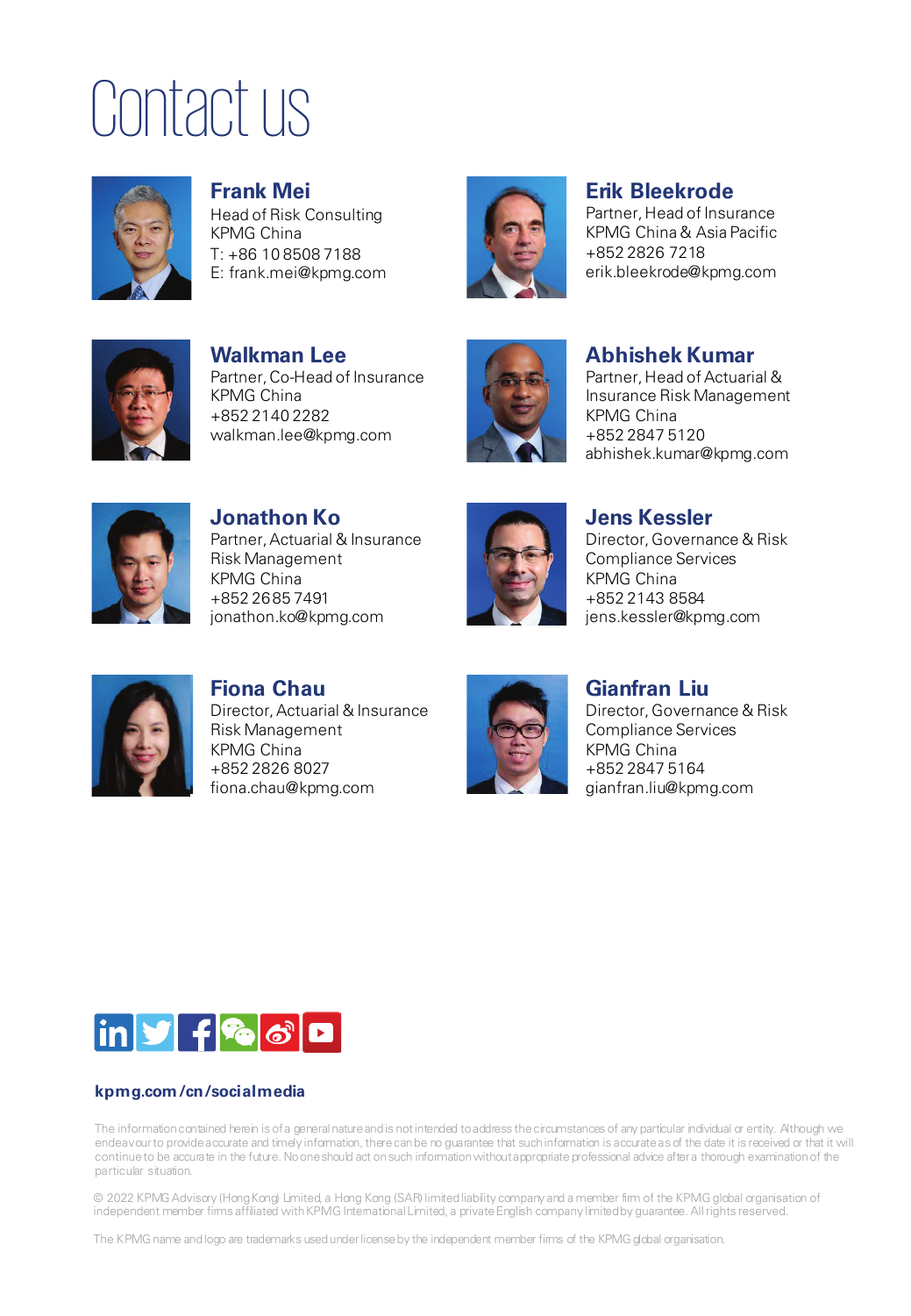# Contact us

**Frank Mei**
Head of Risk Consulting
KPMG China
T: +86 10 8508 7188
E: frank.mei@kpmg.com

**Erik Bleekrode**
Partner, Head of Insurance
KPMG China & Asia Pacific
+852 2826 7218
erik.bleekrode@kpmg.com

**Walkman Lee**
Partner, Co-Head of Insurance
KPMG China
+852 2140 2282
walkman.lee@kpmg.com

**Abhishek Kumar**
Partner, Head of Actuarial & Insurance Risk Management
KPMG China
+852 2847 5120
abhishek.kumar@kpmg.com

**Jonathon Ko**
Partner, Actuarial & Insurance Risk Management
KPMG China
+852 2685 7491
jonathon.ko@kpmg.com

**Jens Kessler**
Director, Governance & Risk Compliance Services
KPMG China
+852 2143 8584
jens.kessler@kpmg.com

**Fiona Chau**
Director, Actuarial & Insurance Risk Management
KPMG China
+852 2826 8027
fiona.chau@kpmg.com

**Gianfran Liu**
Director, Governance & Risk Compliance Services
KPMG China
+852 2847 5164
gianfran.liu@kpmg.com

**kpmg.com/cn/socialmedia**

The information contained herein is of a general nature and is not intended to address the circumstances of any particular individual or entity. Although we endeavour to provide accurate and timely information, there can be no guarantee that such information is accurate as of the date it is received or that it will continue to be accurate in the future. No one should act on such information without appropriate professional advice after a thorough examination of the particular situation.

© 2022 KPMG Advisory (Hong Kong) Limited, a Hong Kong (SAR) limited liability company and a member firm of the KPMG global organisation of independent member firms affiliated with KPMG International Limited, a private English company limited by guarantee. All rights reserved.

The KPMG name and logo are trademarks used under license by the independent member firms of the KPMG global organisation.